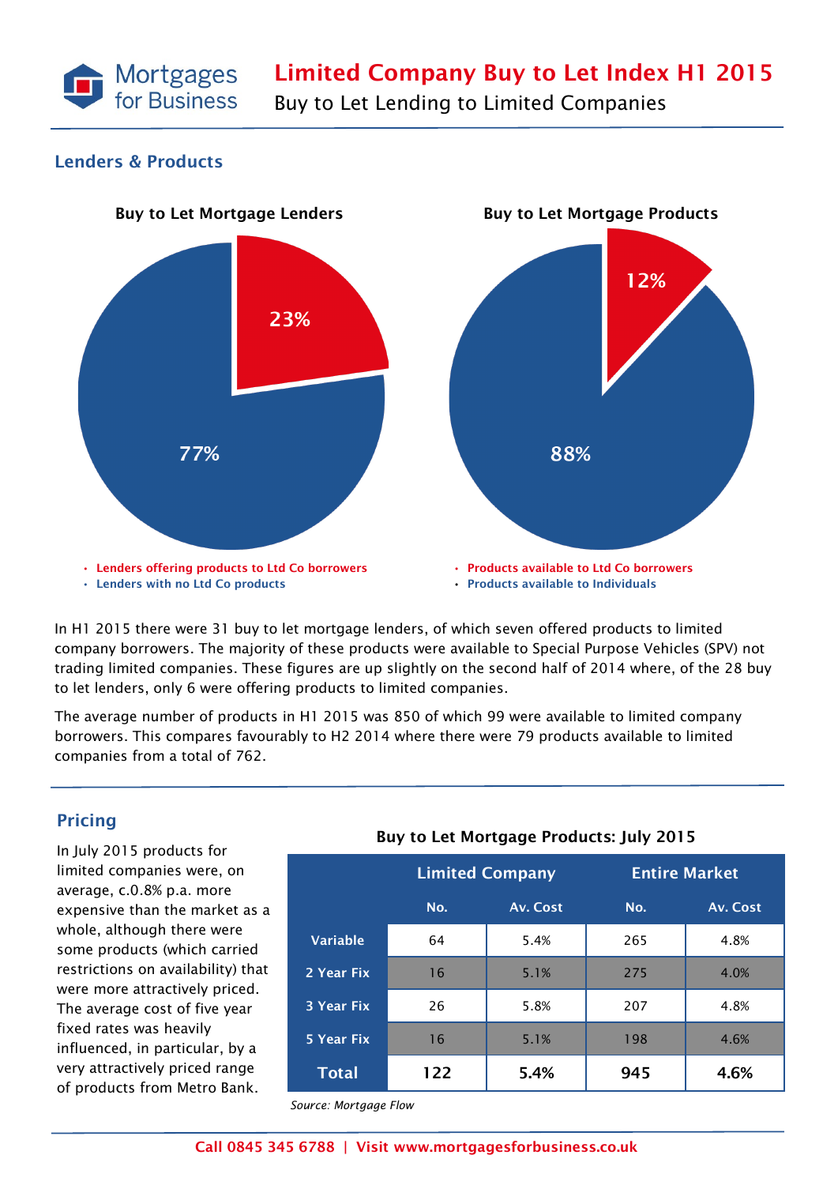# Limited Company Buy to Let Index H1 2015

Buy to Let Lending to Limited Companies

## Lenders & Products

**Buy to Let Mortgage Lenders**

23%

77%

- Lenders offering products to Ltd Co borrowers
- Lenders with no Ltd Co products

**Buy to Let Mortgage Products**

12%

88%

- Products available to Ltd Co borrowers
- Products available to Individuals

In H1 2015 there were 31 buy to let mortgage lenders, of which seven offered products to limited company borrowers. The majority of these products were available to Special Purpose Vehicles (SPV) not trading limited companies. These figures are up slightly on the second half of 2014 where, of the 28 buy to let lenders, only 6 were offering products to limited companies.

The average number of products in H1 2015 was 850 of which 99 were available to limited company borrowers. This compares favourably to H2 2014 where there were 79 products available to limited companies from a total of 762.

## Pricing

In July 2015 products for limited companies were, on average, c.0.8% p.a. more expensive than the market as a whole, although there were some products (which carried restrictions on availability) that were more attractively priced. The average cost of five year fixed rates was heavily influenced, in particular, by a very attractively priced range of products from Metro Bank.

**Buy to Let Mortgage Products: July 2015**

| | Limited Company | | Entire Market | |
|---|---|---|---|---|
| | No. | Av. Cost | No. | Av. Cost |
| Variable | 64 | 5.4% | 265 | 4.8% |
| 2 Year Fix | 16 | 5.1% | 275 | 4.0% |
| 3 Year Fix | 26 | 5.8% | 207 | 4.8% |
| 5 Year Fix | 16 | 5.1% | 198 | 4.6% |
| **Total** | **122** | **5.4%** | **945** | **4.6%** |

*Source: Mortgage Flow*

**Call 0845 345 6788 | Visit www.mortgagesforbusiness.co.uk**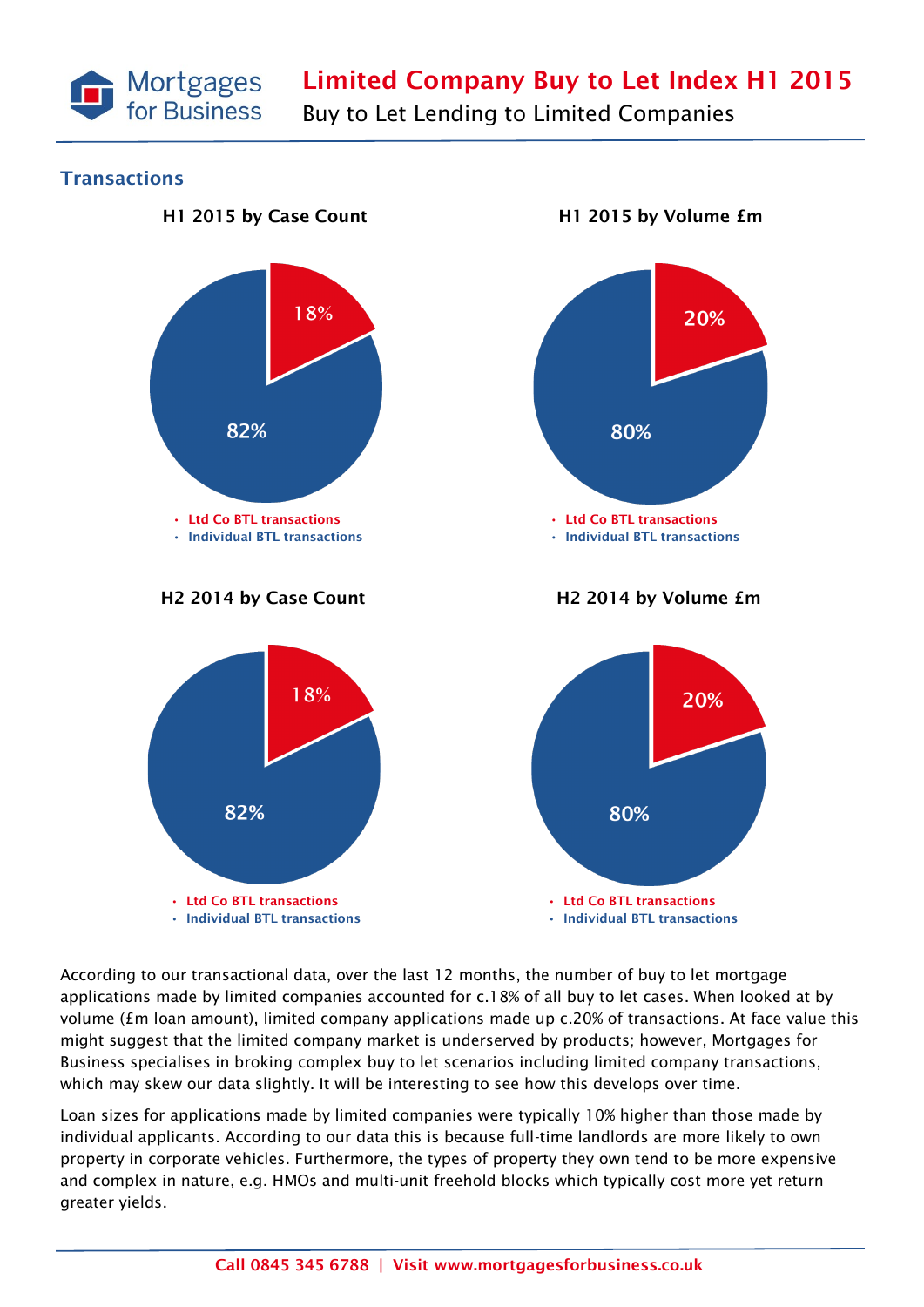# Limited Company Buy to Let Index H1 2015

Buy to Let Lending to Limited Companies

## Transactions

**H1 2015 by Case Count**

18%

82%

- Ltd Co BTL transactions
- Individual BTL transactions

**H1 2015 by Volume £m**

20%

80%

- Ltd Co BTL transactions
- Individual BTL transactions

**H2 2014 by Case Count**

18%

82%

- Ltd Co BTL transactions
- Individual BTL transactions

**H2 2014 by Volume £m**

20%

80%

- Ltd Co BTL transactions
- Individual BTL transactions

According to our transactional data, over the last 12 months, the number of buy to let mortgage applications made by limited companies accounted for c.18% of all buy to let cases. When looked at by volume (£m loan amount), limited company applications made up c.20% of transactions. At face value this might suggest that the limited company market is underserved by products; however, Mortgages for Business specialises in broking complex buy to let scenarios including limited company transactions, which may skew our data slightly. It will be interesting to see how this develops over time.

Loan sizes for applications made by limited companies were typically 10% higher than those made by individual applicants. According to our data this is because full-time landlords are more likely to own property in corporate vehicles. Furthermore, the types of property they own tend to be more expensive and complex in nature, e.g. HMOs and multi-unit freehold blocks which typically cost more yet return greater yields.

**Call 0845 345 6788 | Visit www.mortgagesforbusiness.co.uk**